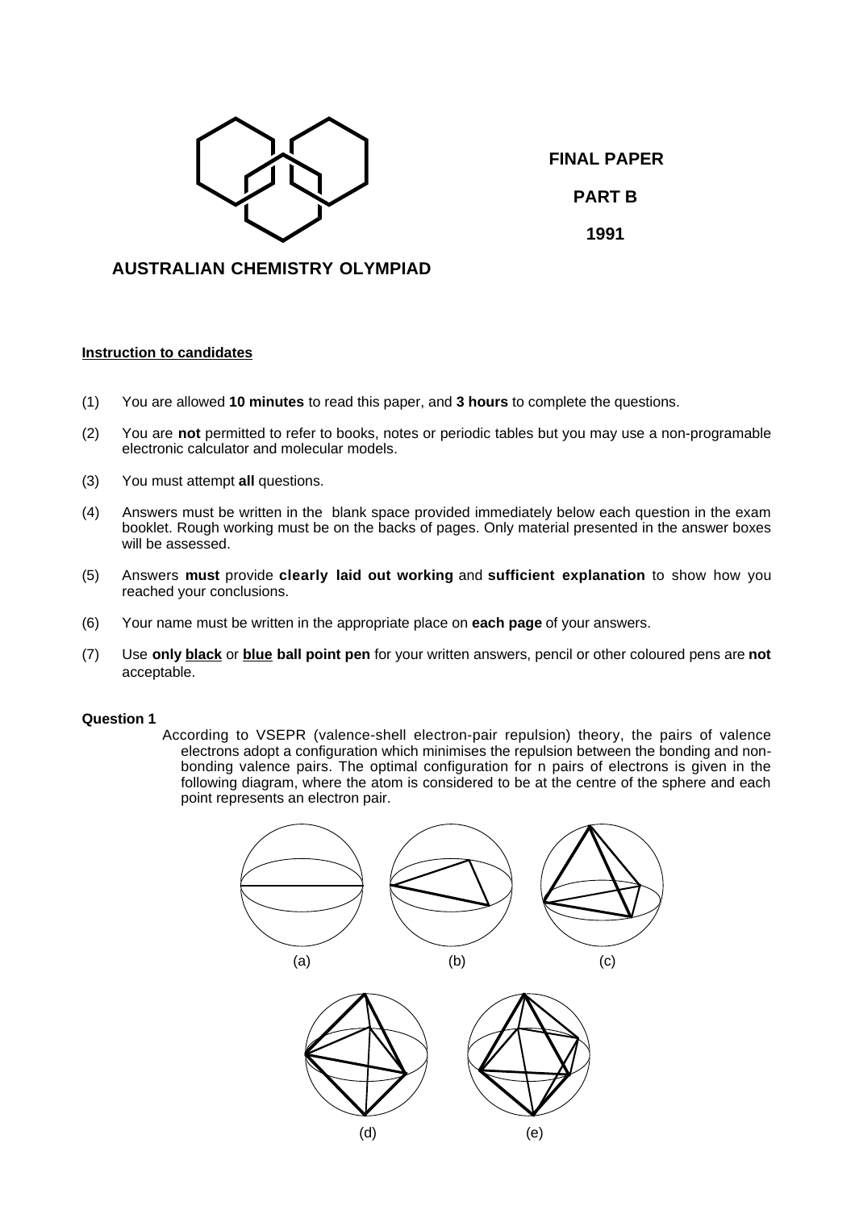**AUSTRALIAN CHEMISTRY OLYMPIAD**

**FINAL PAPER**

**PART B**

**1991**

**Instruction to candidates**

(1) You are allowed **10 minutes** to read this paper, and **3 hours** to complete the questions.

(2) You are **not** permitted to refer to books, notes or periodic tables but you may use a non-programable electronic calculator and molecular models.

(3) You must attempt **all** questions.

(4) Answers must be written in the blank space provided immediately below each question in the exam booklet. Rough working must be on the backs of pages. Only material presented in the answer boxes will be assessed.

(5) Answers **must** provide **clearly laid out working** and **sufficient explanation** to show how you reached your conclusions.

(6) Your name must be written in the appropriate place on **each page** of your answers.

(7) Use **only black** or **blue ball point pen** for your written answers, pencil or other coloured pens are **not** acceptable.

**Question 1**

According to VSEPR (valence-shell electron-pair repulsion) theory, the pairs of valence electrons adopt a configuration which minimises the repulsion between the bonding and non-bonding valence pairs. The optimal configuration for n pairs of electrons is given in the following diagram, where the atom is considered to be at the centre of the sphere and each point represents an electron pair.

(a) (b) (c)

(d) (e)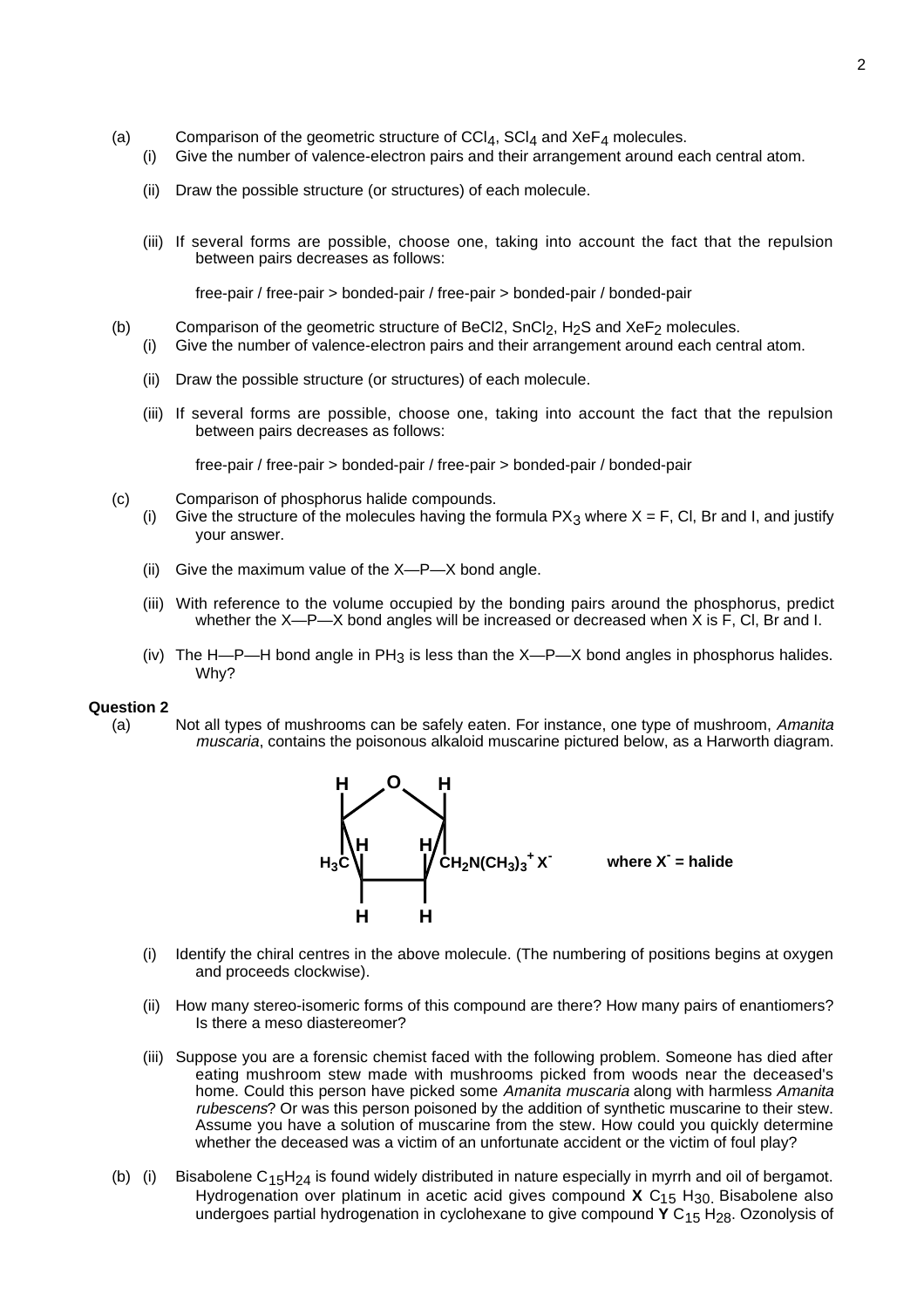(a) Comparison of the geometric structure of $CCl_4$, $SCl_4$ and $XeF_4$ molecules.

(i) Give the number of valence-electron pairs and their arrangement around each central atom.

(ii) Draw the possible structure (or structures) of each molecule.

(iii) If several forms are possible, choose one, taking into account the fact that the repulsion between pairs decreases as follows:

free-pair / free-pair > bonded-pair / free-pair > bonded-pair / bonded-pair

(b) Comparison of the geometric structure of BeCl2, $SnCl_2$, $H_2S$ and $XeF_2$ molecules.

(i) Give the number of valence-electron pairs and their arrangement around each central atom.

(ii) Draw the possible structure (or structures) of each molecule.

(iii) If several forms are possible, choose one, taking into account the fact that the repulsion between pairs decreases as follows:

free-pair / free-pair > bonded-pair / free-pair > bonded-pair / bonded-pair

(c) Comparison of phosphorus halide compounds.

(i) Give the structure of the molecules having the formula $PX_3$ where X = F, Cl, Br and I, and justify your answer.

(ii) Give the maximum value of the X—P—X bond angle.

(iii) With reference to the volume occupied by the bonding pairs around the phosphorus, predict whether the X—P—X bond angles will be increased or decreased when X is F, Cl, Br and I.

(iv) The H—P—H bond angle in $PH_3$ is less than the X—P—X bond angles in phosphorus halides. Why?

**Question 2**

(a) Not all types of mushrooms can be safely eaten. For instance, one type of mushroom, *Amanita muscaria*, contains the poisonous alkaloid muscarine pictured below, as a Harworth diagram.

H O H
H H
$H_3C$ $CH_2N(CH_3)_3^+ X^-$ **where $X^-$ = halide**
H H

(i) Identify the chiral centres in the above molecule. (The numbering of positions begins at oxygen and proceeds clockwise).

(ii) How many stereo-isomeric forms of this compound are there? How many pairs of enantiomers? Is there a meso diastereomer?

(iii) Suppose you are a forensic chemist faced with the following problem. Someone has died after eating mushroom stew made with mushrooms picked from woods near the deceased's home. Could this person have picked some *Amanita muscaria* along with harmless *Amanita rubescens*? Or was this person poisoned by the addition of synthetic muscarine to their stew. Assume you have a solution of muscarine from the stew. How could you quickly determine whether the deceased was a victim of an unfortunate accident or the victim of foul play?

(b) (i) Bisabolene $C_{15}H_{24}$ is found widely distributed in nature especially in myrrh and oil of bergamot. Hydrogenation over platinum in acetic acid gives compound **X** $C_{15}H_{30}$. Bisabolene also undergoes partial hydrogenation in cyclohexane to give compound **Y** $C_{15}H_{28}$. Ozonolysis of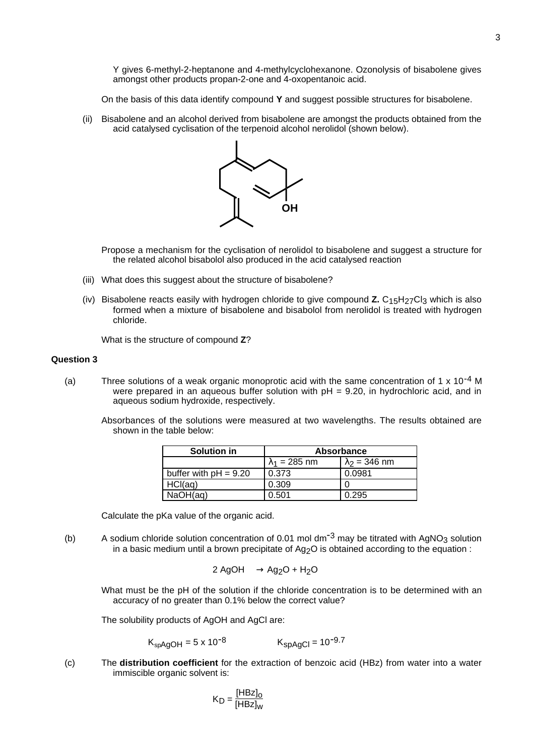Y gives 6-methyl-2-heptanone and 4-methylcyclohexanone. Ozonolysis of bisabolene gives amongst other products propan-2-one and 4-oxopentanoic acid.

On the basis of this data identify compound **Y** and suggest possible structures for bisabolene.

(ii) Bisabolene and an alcohol derived from bisabolene are amongst the products obtained from the acid catalysed cyclisation of the terpenoid alcohol nerolidol (shown below).

Propose a mechanism for the cyclisation of nerolidol to bisabolene and suggest a structure for the related alcohol bisabolol also produced in the acid catalysed reaction

(iii) What does this suggest about the structure of bisabolene?

(iv) Bisabolene reacts easily with hydrogen chloride to give compound **Z.** $C_{15}H_{27}Cl_3$ which is also formed when a mixture of bisabolene and bisabolol from nerolidol is treated with hydrogen chloride.

What is the structure of compound **Z**?

### Question 3

(a) Three solutions of a weak organic monoprotic acid with the same concentration of $1 \times 10^{-4}$ M were prepared in an aqueous buffer solution with pH = 9.20, in hydrochloric acid, and in aqueous sodium hydroxide, respectively.

Absorbances of the solutions were measured at two wavelengths. The results obtained are shown in the table below:

| Solution in | Absorbance | |
|---|---|---|
| | $\lambda_1$ = 285 nm | $\lambda_2$ = 346 nm |
| buffer with pH = 9.20 | 0.373 | 0.0981 |
| HCl(aq) | 0.309 | 0 |
| NaOH(aq) | 0.501 | 0.295 |

Calculate the pKa value of the organic acid.

(b) A sodium chloride solution concentration of 0.01 mol $dm^{-3}$ may be titrated with $AgNO_3$ solution in a basic medium until a brown precipitate of $Ag_2O$ is obtained according to the equation :

$$2\,AgOH \rightarrow Ag_2O + H_2O$$

What must be the pH of the solution if the chloride concentration is to be determined with an accuracy of no greater than 0.1% below the correct value?

The solubility products of AgOH and AgCl are:

$K_{spAgOH} = 5 \times 10^{-8}$ $\qquad$ $K_{spAgCl} = 10^{-9.7}$

(c) The **distribution coefficient** for the extraction of benzoic acid (HBz) from water into a water immiscible organic solvent is:

$$K_D = \frac{[HBz]_o}{[HBz]_w}$$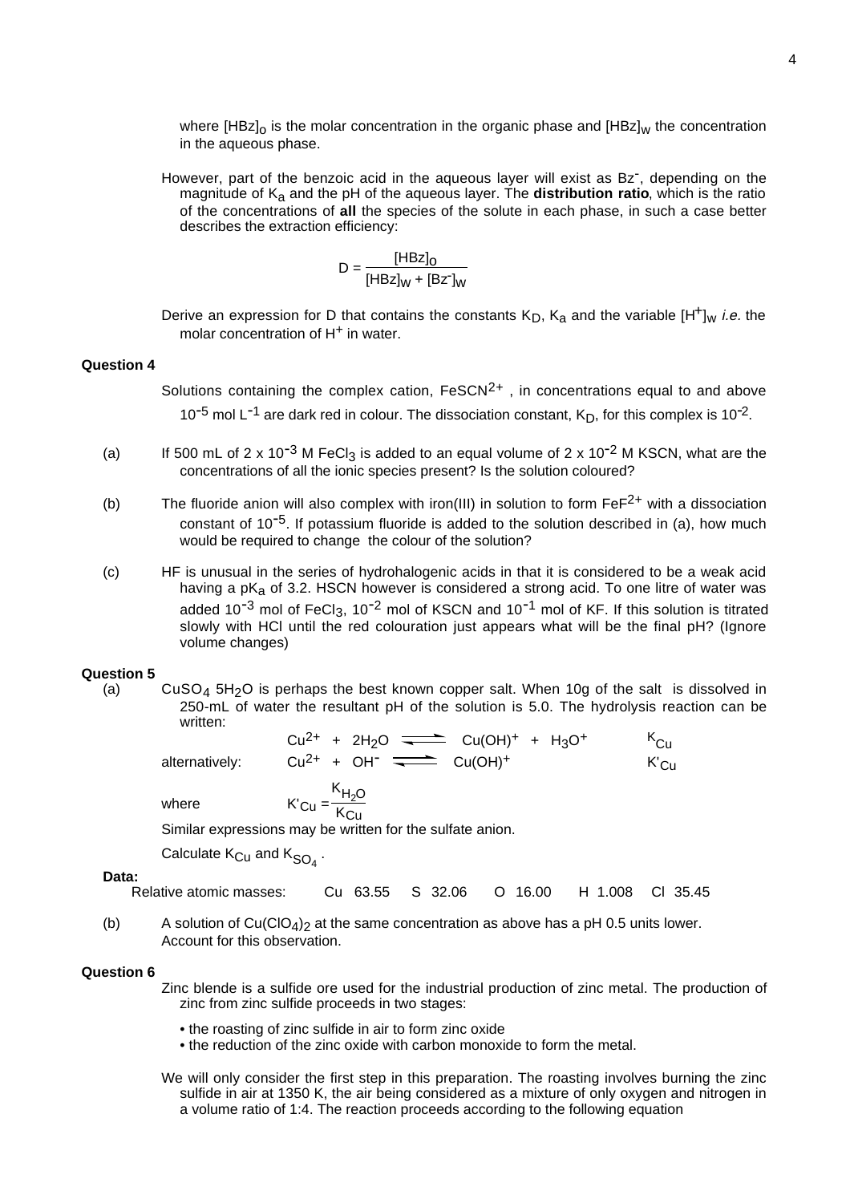where $[HBz]_o$ is the molar concentration in the organic phase and $[HBz]_w$ the concentration in the aqueous phase.

However, part of the benzoic acid in the aqueous layer will exist as $Bz^-$, depending on the magnitude of $K_a$ and the pH of the aqueous layer. The **distribution ratio**, which is the ratio of the concentrations of **all** the species of the solute in each phase, in such a case better describes the extraction efficiency:

$$D = \frac{[HBz]_o}{[HBz]_w + [Bz^-]_w}$$

Derive an expression for D that contains the constants $K_D$, $K_a$ and the variable $[H^+]_w$ *i.e.* the molar concentration of $H^+$ in water.

### Question 4

Solutions containing the complex cation, $FeSCN^{2+}$, in concentrations equal to and above $10^{-5}$ mol $L^{-1}$ are dark red in colour. The dissociation constant, $K_D$, for this complex is $10^{-2}$.

(a) If 500 mL of $2 \times 10^{-3}$ M $FeCl_3$ is added to an equal volume of $2 \times 10^{-2}$ M KSCN, what are the concentrations of all the ionic species present? Is the solution coloured?

(b) The fluoride anion will also complex with iron(III) in solution to form $FeF^{2+}$ with a dissociation constant of $10^{-5}$. If potassium fluoride is added to the solution described in (a), how much would be required to change the colour of the solution?

(c) HF is unusual in the series of hydrohalogenic acids in that it is considered to be a weak acid having a $pK_a$ of 3.2. HSCN however is considered a strong acid. To one litre of water was added $10^{-3}$ mol of $FeCl_3$, $10^{-2}$ mol of KSCN and $10^{-1}$ mol of KF. If this solution is titrated slowly with HCl until the red colouration just appears what will be the final pH? (Ignore volume changes)

### Question 5

(a) $CuSO_4\ 5H_2O$ is perhaps the best known copper salt. When 10g of the salt is dissolved in 250-mL of water the resultant pH of the solution is 5.0. The hydrolysis reaction can be written:

$$Cu^{2+} + 2H_2O \rightleftharpoons Cu(OH)^+ + H_3O^+ \qquad K_{Cu}$$

alternatively:

$$Cu^{2+} + OH^- \rightleftharpoons Cu(OH)^+ \qquad K'_{Cu}$$

where $$K'_{Cu} = \frac{K_{H_2O}}{K_{Cu}}$$

Similar expressions may be written for the sulfate anion.

Calculate $K_{Cu}$ and $K_{SO_4}$.

**Data:**

Relative atomic masses: Cu 63.55 S 32.06 O 16.00 H 1.008 Cl 35.45

(b) A solution of $Cu(ClO_4)_2$ at the same concentration as above has a pH 0.5 units lower. Account for this observation.

### Question 6

Zinc blende is a sulfide ore used for the industrial production of zinc metal. The production of zinc from zinc sulfide proceeds in two stages:

- the roasting of zinc sulfide in air to form zinc oxide
- the reduction of the zinc oxide with carbon monoxide to form the metal.

We will only consider the first step in this preparation. The roasting involves burning the zinc sulfide in air at 1350 K, the air being considered as a mixture of only oxygen and nitrogen in a volume ratio of 1:4. The reaction proceeds according to the following equation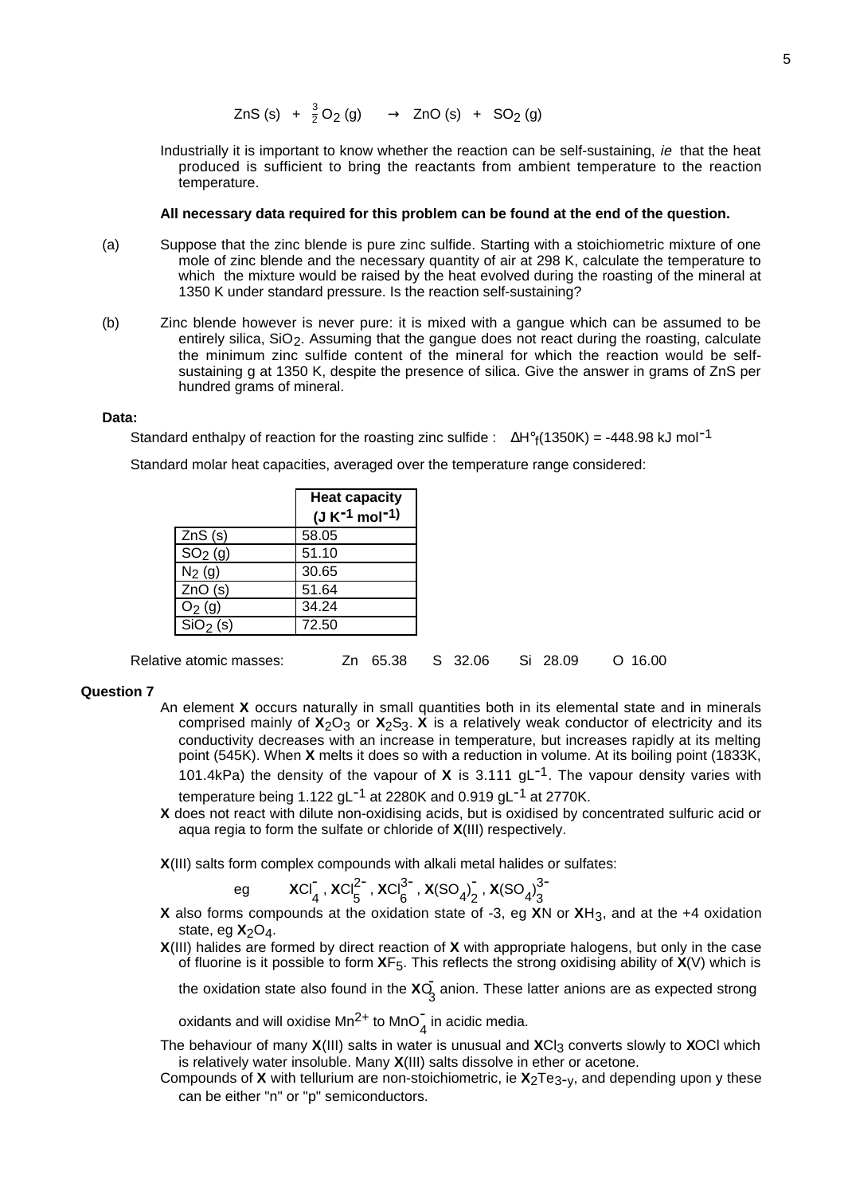$$ZnS\,(s) \;+\; \tfrac{3}{2}\,O_2\,(g) \quad\rightarrow\quad ZnO\,(s) \;+\; SO_2\,(g)$$

Industrially it is important to know whether the reaction can be self-sustaining, *ie* that the heat produced is sufficient to bring the reactants from ambient temperature to the reaction temperature.

**All necessary data required for this problem can be found at the end of the question.**

(a) Suppose that the zinc blende is pure zinc sulfide. Starting with a stoichiometric mixture of one mole of zinc blende and the necessary quantity of air at 298 K, calculate the temperature to which the mixture would be raised by the heat evolved during the roasting of the mineral at 1350 K under standard pressure. Is the reaction self-sustaining?

(b) Zinc blende however is never pure: it is mixed with a gangue which can be assumed to be entirely silica, $SiO_2$. Assuming that the gangue does not react during the roasting, calculate the minimum zinc sulfide content of the mineral for which the reaction would be self-sustaining g at 1350 K, despite the presence of silica. Give the answer in grams of ZnS per hundred grams of mineral.

**Data:**

Standard enthalpy of reaction for the roasting zinc sulfide : $\Delta H°_f(1350K) = -448.98$ kJ mol$^{-1}$

Standard molar heat capacities, averaged over the temperature range considered:

| | **Heat capacity ($J\,K^{-1}\,mol^{-1}$)** |
|---|---|
| $ZnS$ (s) | 58.05 |
| $SO_2$ (g) | 51.10 |
| $N_2$ (g) | 30.65 |
| $ZnO$ (s) | 51.64 |
| $O_2$ (g) | 34.24 |
| $SiO_2$ (s) | 72.50 |

Relative atomic masses: Zn 65.38 S 32.06 Si 28.09 O 16.00

### Question 7

An element **X** occurs naturally in small quantities both in its elemental state and in minerals comprised mainly of $X_2O_3$ or $X_2S_3$. **X** is a relatively weak conductor of electricity and its conductivity decreases with an increase in temperature, but increases rapidly at its melting point (545K). When **X** melts it does so with a reduction in volume. At its boiling point (1833K, 101.4kPa) the density of the vapour of **X** is 3.111 gL$^{-1}$. The vapour density varies with temperature being 1.122 gL$^{-1}$ at 2280K and 0.919 gL$^{-1}$ at 2770K.

**X** does not react with dilute non-oxidising acids, but is oxidised by concentrated sulfuric acid or aqua regia to form the sulfate or chloride of **X**(III) respectively.

**X**(III) salts form complex compounds with alkali metal halides or sulfates:

eg $XCl_4^-$, $XCl_5^{2-}$, $XCl_6^{3-}$, $X(SO_4)_2^-$, $X(SO_4)_3^{3-}$

**X** also forms compounds at the oxidation state of -3, eg **X**N or $XH_3$, and at the +4 oxidation state, eg $X_2O_4$.

**X**(III) halides are formed by direct reaction of **X** with appropriate halogens, but only in the case of fluorine is it possible to form $XF_5$. This reflects the strong oxidising ability of **X**(V) which is the oxidation state also found in the $XO_3^-$ anion. These latter anions are as expected strong oxidants and will oxidise $Mn^{2+}$ to $MnO_4^-$ in acidic media.

The behaviour of many **X**(III) salts in water is unusual and $XCl_3$ converts slowly to **X**OCl which is relatively water insoluble. Many **X**(III) salts dissolve in ether or acetone.

Compounds of **X** with tellurium are non-stoichiometric, ie $X_2Te_{3-y}$, and depending upon y these can be either "n" or "p" semiconductors.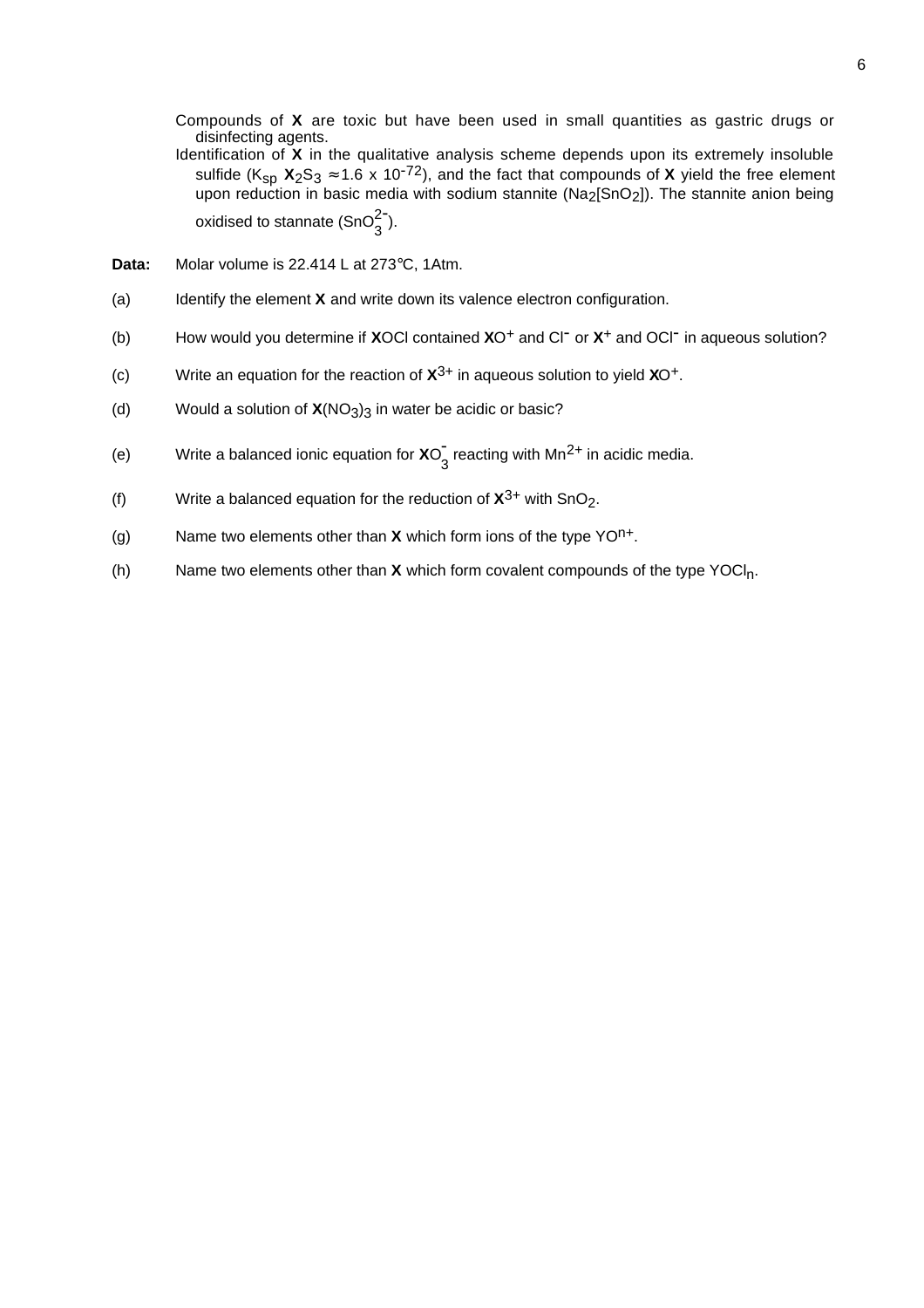Compounds of **X** are toxic but have been used in small quantities as gastric drugs or disinfecting agents.

Identification of **X** in the qualitative analysis scheme depends upon its extremely insoluble sulfide ($K_{sp}$ $\mathbf{X}_2S_3 \approx 1.6 \times 10^{-72}$), and the fact that compounds of **X** yield the free element upon reduction in basic media with sodium stannite ($Na_2[SnO_2]$). The stannite anion being oxidised to stannate ($SnO_3^{2-}$).

**Data:** Molar volume is 22.414 L at 273°C, 1Atm.

(a) Identify the element **X** and write down its valence electron configuration.

(b) How would you determine if **X**OCl contained $\mathbf{X}O^+$ and $Cl^-$ or $\mathbf{X}^+$ and $OCl^-$ in aqueous solution?

(c) Write an equation for the reaction of $\mathbf{X}^{3+}$ in aqueous solution to yield $\mathbf{X}O^+$.

(d) Would a solution of $\mathbf{X}(NO_3)_3$ in water be acidic or basic?

(e) Write a balanced ionic equation for $\mathbf{X}O_3^-$ reacting with $Mn^{2+}$ in acidic media.

(f) Write a balanced equation for the reduction of $\mathbf{X}^{3+}$ with $SnO_2$.

(g) Name two elements other than **X** which form ions of the type $YO^{n+}$.

(h) Name two elements other than **X** which form covalent compounds of the type $YOCl_n$.